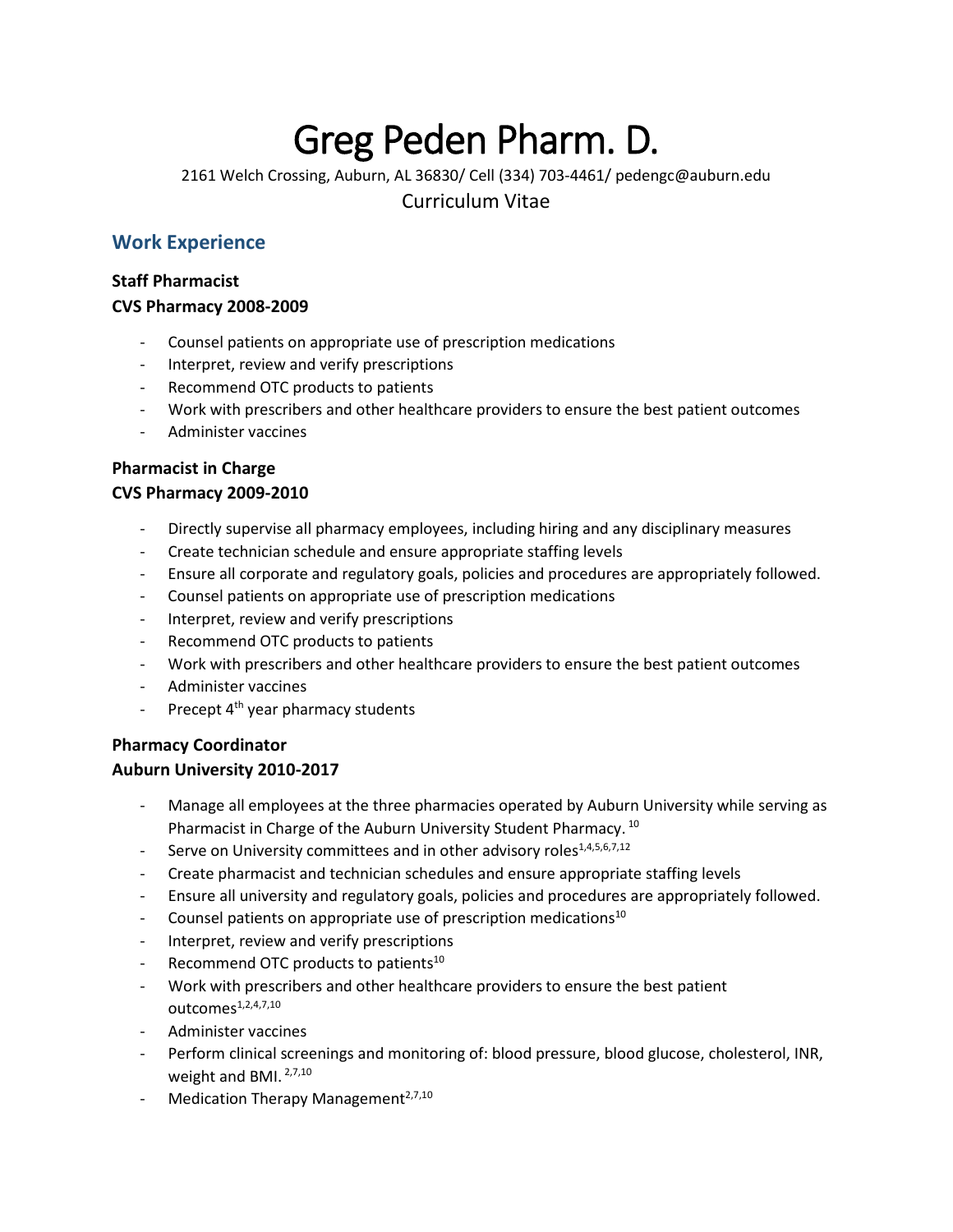# Greg Peden Pharm. D.

2161 Welch Crossing, Auburn, AL 36830/ Cell (334) 703-4461/ pedengc@auburn.edu

Curriculum Vitae

## Work Experience

**Staff Pharmacist**
**CVS Pharmacy 2008-2009**

- Counsel patients on appropriate use of prescription medications
- Interpret, review and verify prescriptions
- Recommend OTC products to patients
- Work with prescribers and other healthcare providers to ensure the best patient outcomes
- Administer vaccines

**Pharmacist in Charge**
**CVS Pharmacy 2009-2010**

- Directly supervise all pharmacy employees, including hiring and any disciplinary measures
- Create technician schedule and ensure appropriate staffing levels
- Ensure all corporate and regulatory goals, policies and procedures are appropriately followed.
- Counsel patients on appropriate use of prescription medications
- Interpret, review and verify prescriptions
- Recommend OTC products to patients
- Work with prescribers and other healthcare providers to ensure the best patient outcomes
- Administer vaccines
- Precept 4th year pharmacy students

**Pharmacy Coordinator**
**Auburn University 2010-2017**

- Manage all employees at the three pharmacies operated by Auburn University while serving as Pharmacist in Charge of the Auburn University Student Pharmacy. [10]
- Serve on University committees and in other advisory roles[1,4,5,6,7,12]
- Create pharmacist and technician schedules and ensure appropriate staffing levels
- Ensure all university and regulatory goals, policies and procedures are appropriately followed.
- Counsel patients on appropriate use of prescription medications[10]
- Interpret, review and verify prescriptions
- Recommend OTC products to patients[10]
- Work with prescribers and other healthcare providers to ensure the best patient outcomes[1,2,4,7,10]
- Administer vaccines
- Perform clinical screenings and monitoring of: blood pressure, blood glucose, cholesterol, INR, weight and BMI. [2,7,10]
- Medication Therapy Management[2,7,10]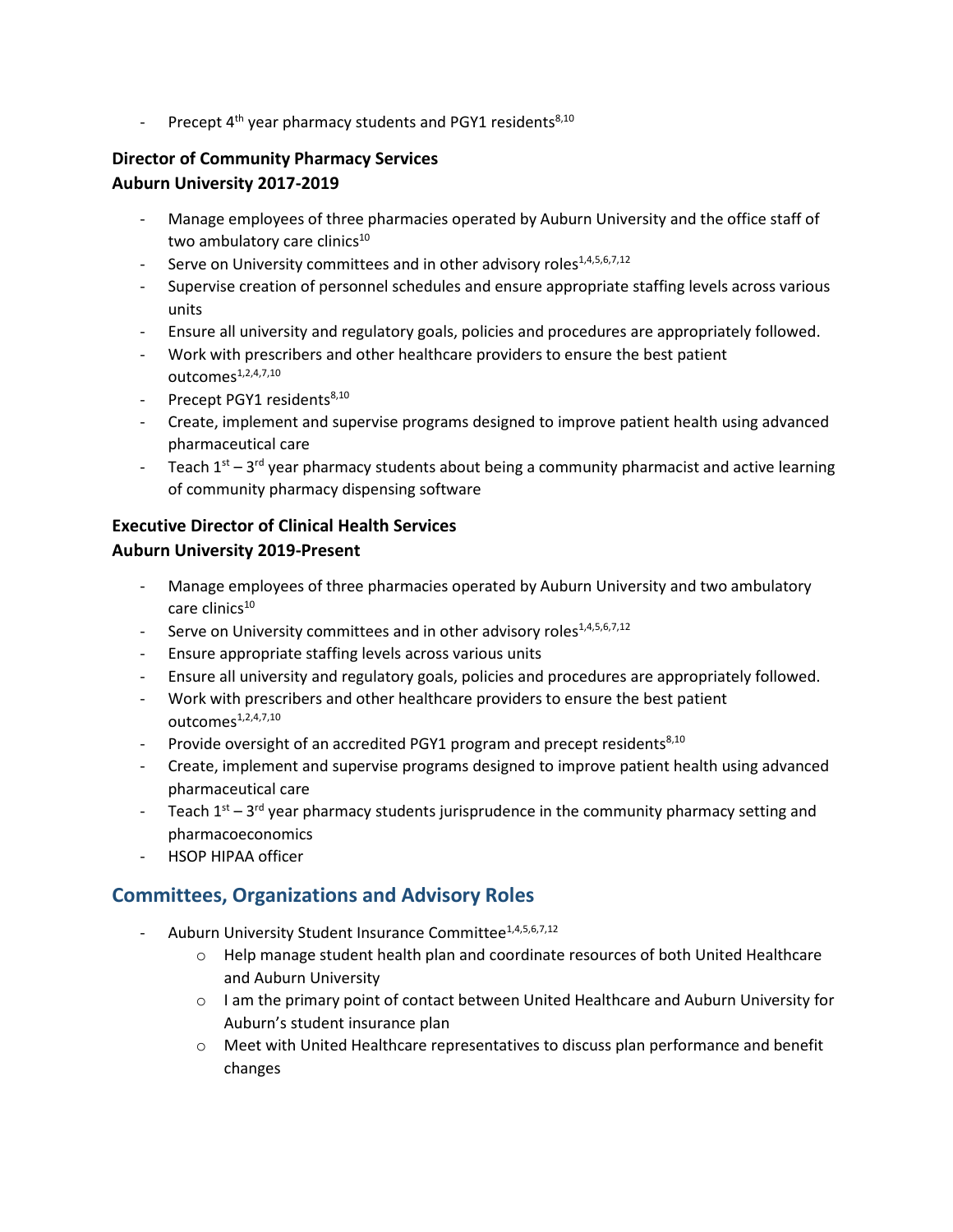- Precept 4th year pharmacy students and PGY1 residents[8,10]

**Director of Community Pharmacy Services**
**Auburn University 2017-2019**

- Manage employees of three pharmacies operated by Auburn University and the office staff of two ambulatory care clinics[10]
- Serve on University committees and in other advisory roles[1,4,5,6,7,12]
- Supervise creation of personnel schedules and ensure appropriate staffing levels across various units
- Ensure all university and regulatory goals, policies and procedures are appropriately followed.
- Work with prescribers and other healthcare providers to ensure the best patient outcomes[1,2,4,7,10]
- Precept PGY1 residents[8,10]
- Create, implement and supervise programs designed to improve patient health using advanced pharmaceutical care
- Teach 1st – 3rd year pharmacy students about being a community pharmacist and active learning of community pharmacy dispensing software

**Executive Director of Clinical Health Services**
**Auburn University 2019-Present**

- Manage employees of three pharmacies operated by Auburn University and two ambulatory care clinics[10]
- Serve on University committees and in other advisory roles[1,4,5,6,7,12]
- Ensure appropriate staffing levels across various units
- Ensure all university and regulatory goals, policies and procedures are appropriately followed.
- Work with prescribers and other healthcare providers to ensure the best patient outcomes[1,2,4,7,10]
- Provide oversight of an accredited PGY1 program and precept residents[8,10]
- Create, implement and supervise programs designed to improve patient health using advanced pharmaceutical care
- Teach 1st – 3rd year pharmacy students jurisprudence in the community pharmacy setting and pharmacoeconomics
- HSOP HIPAA officer

## Committees, Organizations and Advisory Roles

- Auburn University Student Insurance Committee[1,4,5,6,7,12]
  - Help manage student health plan and coordinate resources of both United Healthcare and Auburn University
  - I am the primary point of contact between United Healthcare and Auburn University for Auburn's student insurance plan
  - Meet with United Healthcare representatives to discuss plan performance and benefit changes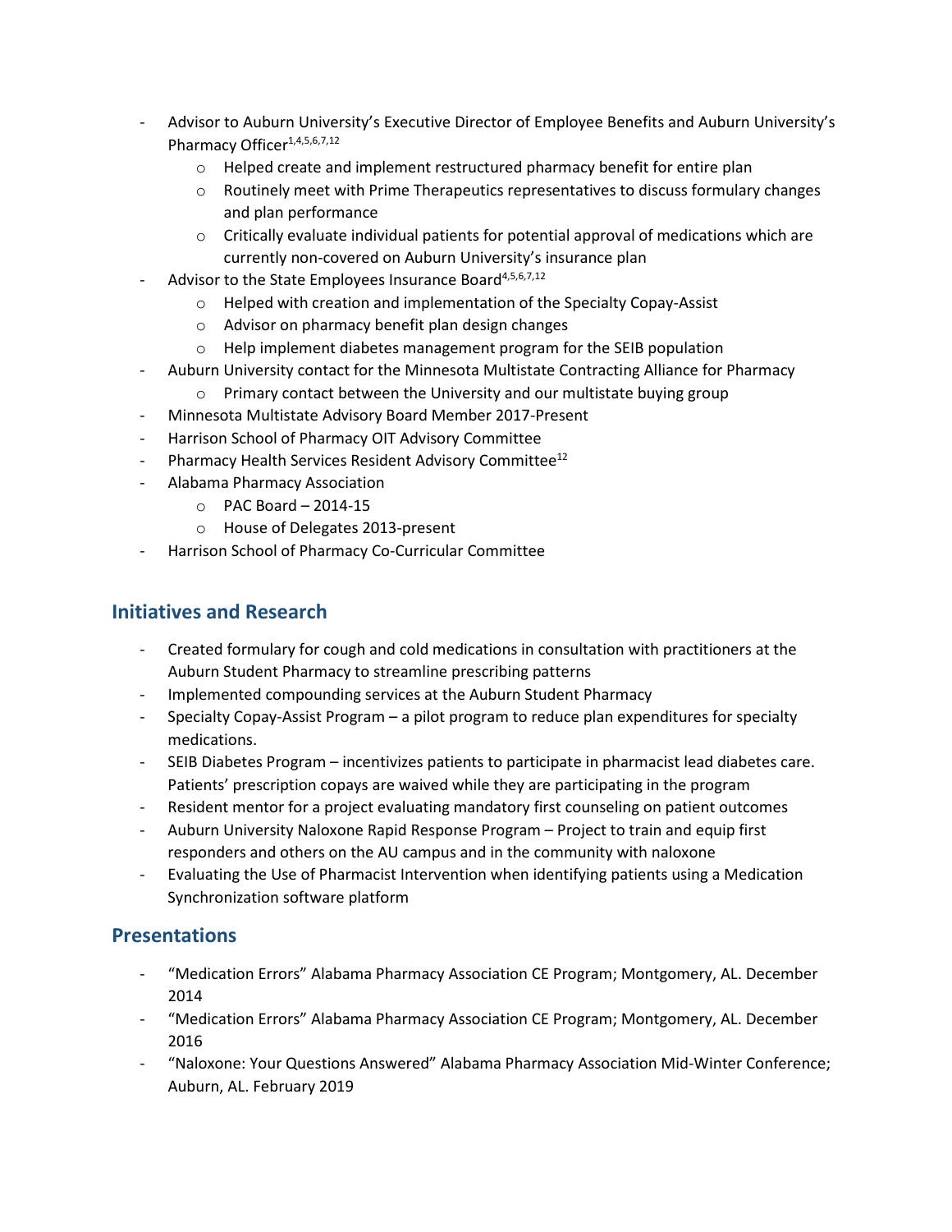- Advisor to Auburn University's Executive Director of Employee Benefits and Auburn University's Pharmacy Officer[1,4,5,6,7,12]
  - Helped create and implement restructured pharmacy benefit for entire plan
  - Routinely meet with Prime Therapeutics representatives to discuss formulary changes and plan performance
  - Critically evaluate individual patients for potential approval of medications which are currently non-covered on Auburn University's insurance plan
- Advisor to the State Employees Insurance Board[4,5,6,7,12]
  - Helped with creation and implementation of the Specialty Copay-Assist
  - Advisor on pharmacy benefit plan design changes
  - Help implement diabetes management program for the SEIB population
- Auburn University contact for the Minnesota Multistate Contracting Alliance for Pharmacy
  - Primary contact between the University and our multistate buying group
- Minnesota Multistate Advisory Board Member 2017-Present
- Harrison School of Pharmacy OIT Advisory Committee
- Pharmacy Health Services Resident Advisory Committee[12]
- Alabama Pharmacy Association
  - PAC Board – 2014-15
  - House of Delegates 2013-present
- Harrison School of Pharmacy Co-Curricular Committee

## Initiatives and Research

- Created formulary for cough and cold medications in consultation with practitioners at the Auburn Student Pharmacy to streamline prescribing patterns
- Implemented compounding services at the Auburn Student Pharmacy
- Specialty Copay-Assist Program – a pilot program to reduce plan expenditures for specialty medications.
- SEIB Diabetes Program – incentivizes patients to participate in pharmacist lead diabetes care. Patients' prescription copays are waived while they are participating in the program
- Resident mentor for a project evaluating mandatory first counseling on patient outcomes
- Auburn University Naloxone Rapid Response Program – Project to train and equip first responders and others on the AU campus and in the community with naloxone
- Evaluating the Use of Pharmacist Intervention when identifying patients using a Medication Synchronization software platform

## Presentations

- "Medication Errors" Alabama Pharmacy Association CE Program; Montgomery, AL. December 2014
- "Medication Errors" Alabama Pharmacy Association CE Program; Montgomery, AL. December 2016
- "Naloxone: Your Questions Answered" Alabama Pharmacy Association Mid-Winter Conference; Auburn, AL. February 2019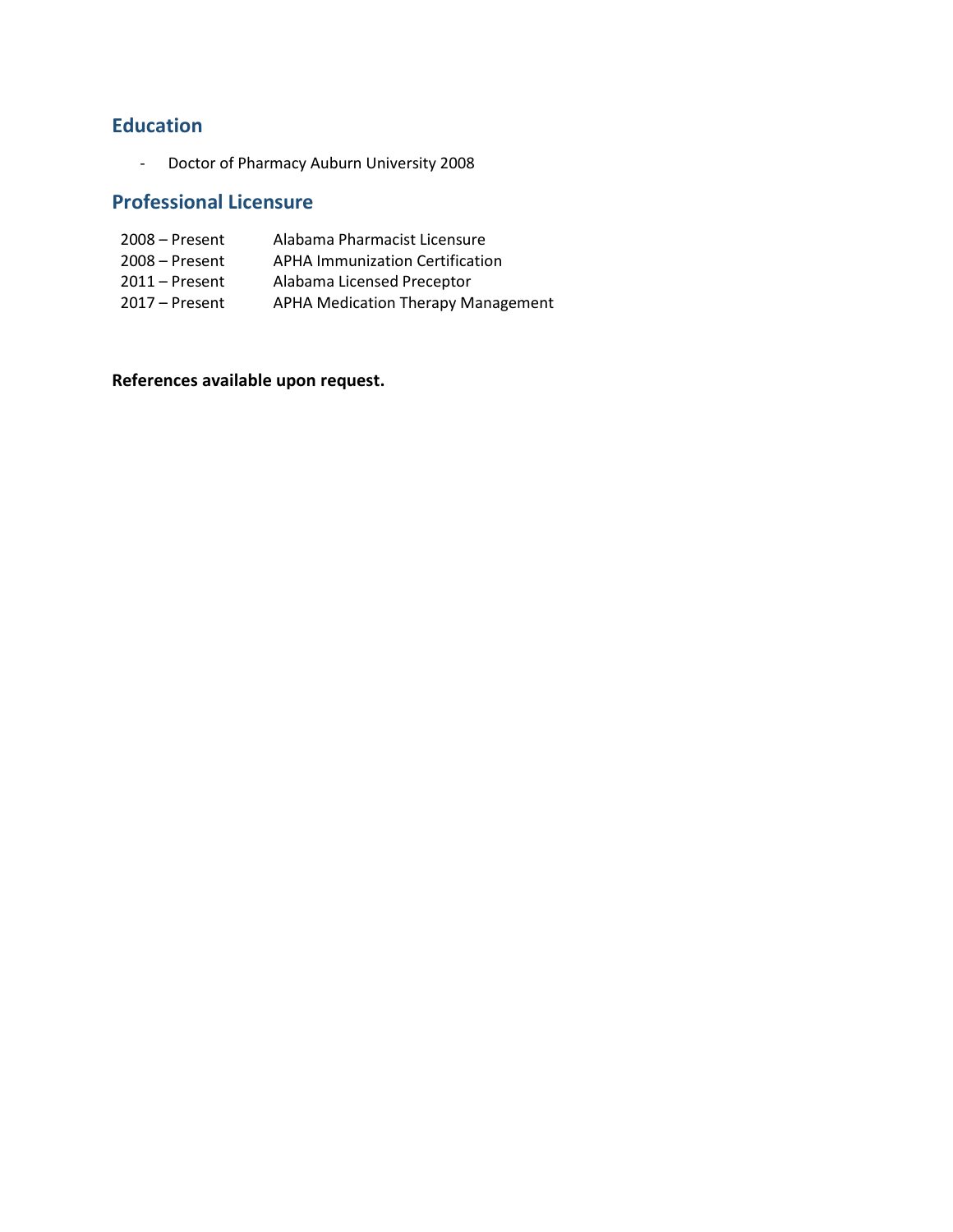## Education

- Doctor of Pharmacy Auburn University 2008

## Professional Licensure

| | |
|---|---|
| 2008 – Present | Alabama Pharmacist Licensure |
| 2008 – Present | APHA Immunization Certification |
| 2011 – Present | Alabama Licensed Preceptor |
| 2017 – Present | APHA Medication Therapy Management |

**References available upon request.**